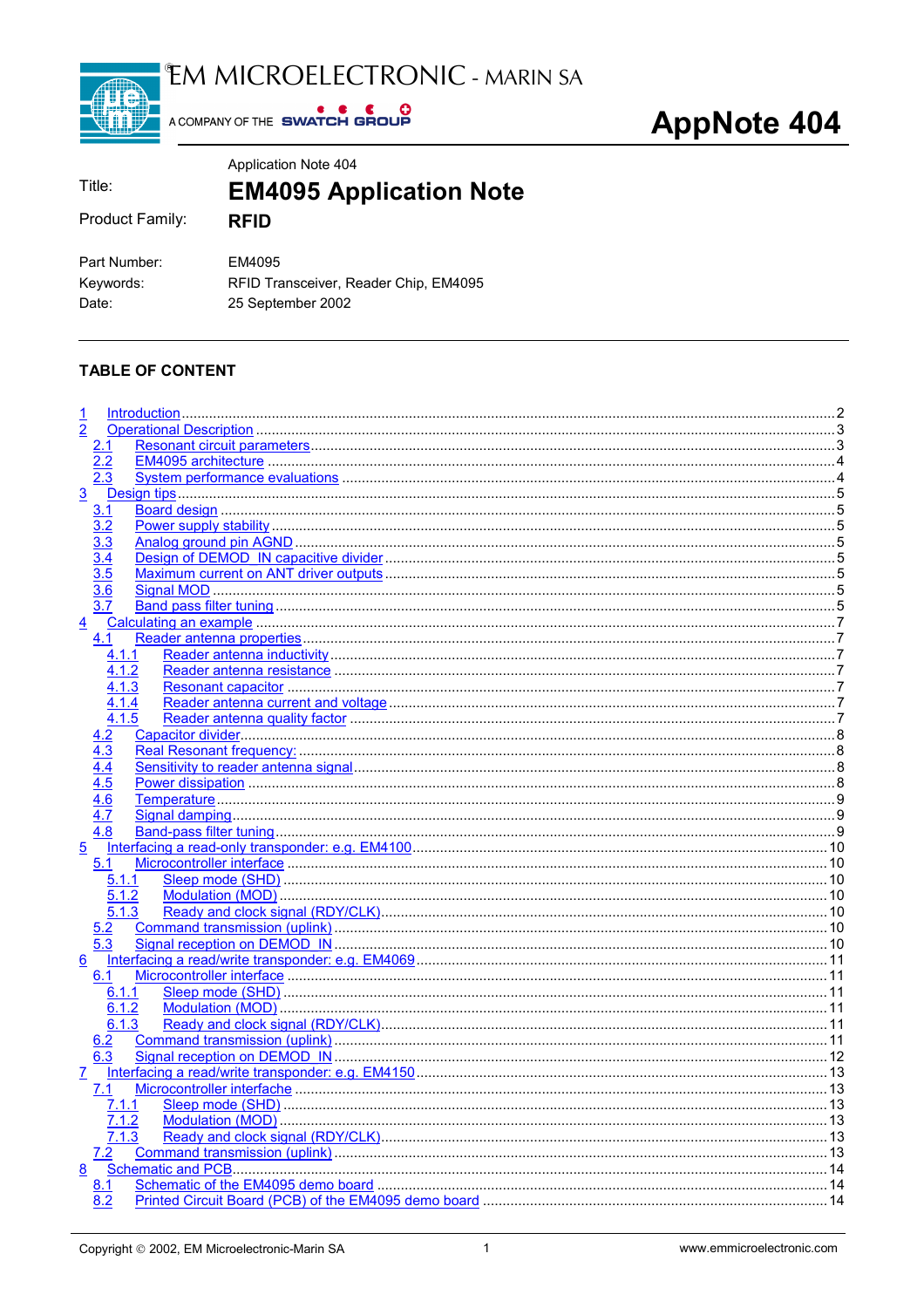EM MICROELECTRONIC - MARIN SA

A COMPANY OF THE SWATCH GROUP

# AppNote 404

| | |
|---|---|
| | Application Note 404 |
| Title: | **EM4095 Application Note** |
| Product Family: | **RFID** |
| Part Number: | EM4095 |
| Keywords: | RFID Transceiver, Reader Chip, EM4095 |
| Date: | 25 September 2002 |

## TABLE OF CONTENT

1 Introduction ..... 2
2 Operational Description ..... 3
- 2.1 Resonant circuit parameters ..... 3
- 2.2 EM4095 architecture ..... 4
- 2.3 System performance evaluations ..... 4

3 Design tips ..... 5
- 3.1 Board design ..... 5
- 3.2 Power supply stability ..... 5
- 3.3 Analog ground pin AGND ..... 5
- 3.4 Design of DEMOD_IN capacitive divider ..... 5
- 3.5 Maximum current on ANT driver outputs ..... 5
- 3.6 Signal MOD ..... 5
- 3.7 Band pass filter tuning ..... 5

4 Calculating an example ..... 7
- 4.1 Reader antenna properties ..... 7
  - 4.1.1 Reader antenna inductivity ..... 7
  - 4.1.2 Reader antenna resistance ..... 7
  - 4.1.3 Resonant capacitor ..... 7
  - 4.1.4 Reader antenna current and voltage ..... 7
  - 4.1.5 Reader antenna quality factor ..... 7
- 4.2 Capacitor divider ..... 8
- 4.3 Real Resonant frequency: ..... 8
- 4.4 Sensitivity to reader antenna signal ..... 8
- 4.5 Power dissipation ..... 8
- 4.6 Temperature ..... 9
- 4.7 Signal damping ..... 9
- 4.8 Band-pass filter tuning ..... 9

5 Interfacing a read-only transponder: e.g. EM4100 ..... 10
- 5.1 Microcontroller interface ..... 10
  - 5.1.1 Sleep mode (SHD) ..... 10
  - 5.1.2 Modulation (MOD) ..... 10
  - 5.1.3 Ready and clock signal (RDY/CLK) ..... 10
- 5.2 Command transmission (uplink) ..... 10
- 5.3 Signal reception on DEMOD_IN ..... 10

6 Interfacing a read/write transponder: e.g. EM4069 ..... 11
- 6.1 Microcontroller interface ..... 11
  - 6.1.1 Sleep mode (SHD) ..... 11
  - 6.1.2 Modulation (MOD) ..... 11
  - 6.1.3 Ready and clock signal (RDY/CLK) ..... 11
- 6.2 Command transmission (uplink) ..... 11
- 6.3 Signal reception on DEMOD_IN ..... 12

7 Interfacing a read/write transponder: e.g. EM4150 ..... 13
- 7.1 Microcontroller interface ..... 13
  - 7.1.1 Sleep mode (SHD) ..... 13
  - 7.1.2 Modulation (MOD) ..... 13
  - 7.1.3 Ready and clock signal (RDY/CLK) ..... 13
- 7.2 Command transmission (uplink) ..... 13

8 Schematic and PCB ..... 14
- 8.1 Schematic of the EM4095 demo board ..... 14
- 8.2 Printed Circuit Board (PCB) of the EM4095 demo board ..... 14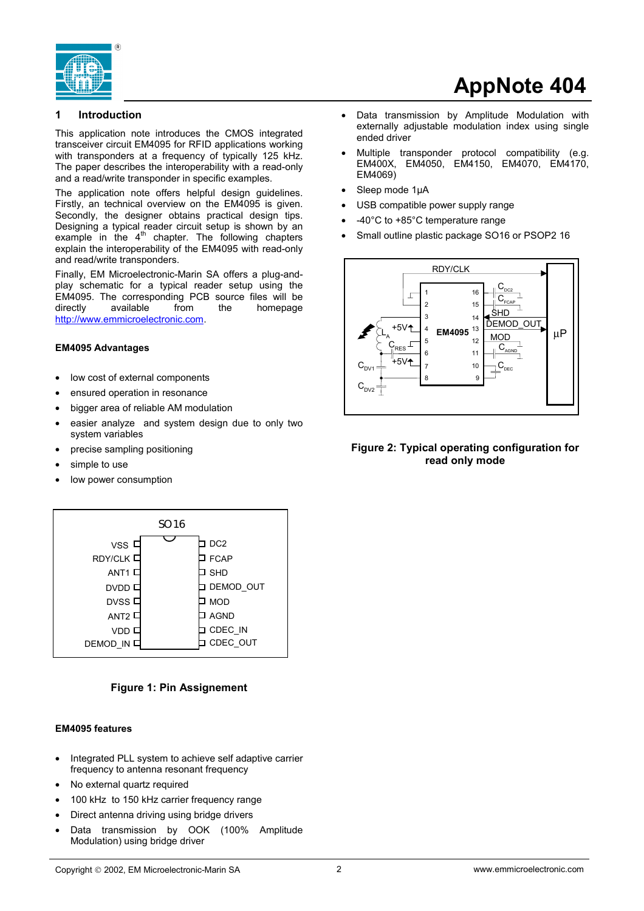## 1 Introduction

This application note introduces the CMOS integrated transceiver circuit EM4095 for RFID applications working with transponders at a frequency of typically 125 kHz. The paper describes the interoperability with a read-only and a read/write transponder in specific examples.

The application note offers helpful design guidelines. Firstly, an technical overview on the EM4095 is given. Secondly, the designer obtains practical design tips. Designing a typical reader circuit setup is shown by an example in the 4th chapter. The following chapters explain the interoperability of the EM4095 with read-only and read/write transponders.

Finally, EM Microelectronic-Marin SA offers a plug-and-play schematic for a typical reader setup using the EM4095. The corresponding PCB source files will be directly available from the homepage http://www.emmicroelectronic.com.

**EM4095 Advantages**

- low cost of external components
- ensured operation in resonance
- bigger area of reliable AM modulation
- easier analyze and system design due to only two system variables
- precise sampling positioning
- simple to use
- low power consumption

SO16

| Pin | Name | | Pin | Name |
|---|---|---|---|---|
| 1 | VSS | | 16 | DC2 |
| 2 | RDY/CLK | | 15 | FCAP |
| 3 | ANT1 | | 14 | SHD |
| 4 | DVDD | | 13 | DEMOD_OUT |
| 5 | DVSS | | 12 | MOD |
| 6 | ANT2 | | 11 | AGND |
| 7 | VDD | | 10 | CDEC_IN |
| 8 | DEMOD_IN | | 9 | CDEC_OUT |

**Figure 1: Pin Assignement**

**EM4095 features**

- Integrated PLL system to achieve self adaptive carrier frequency to antenna resonant frequency
- No external quartz required
- 100 kHz to 150 kHz carrier frequency range
- Direct antenna driving using bridge drivers
- Data transmission by OOK (100% Amplitude Modulation) using bridge driver
- Data transmission by Amplitude Modulation with externally adjustable modulation index using single ended driver
- Multiple transponder protocol compatibility (e.g. EM400X, EM4050, EM4150, EM4070, EM4170, EM4069)
- Sleep mode 1µA
- USB compatible power supply range
- -40°C to +85°C temperature range
- Small outline plastic package SO16 or PSOP2 16

**Figure 2: Typical operating configuration for read only mode**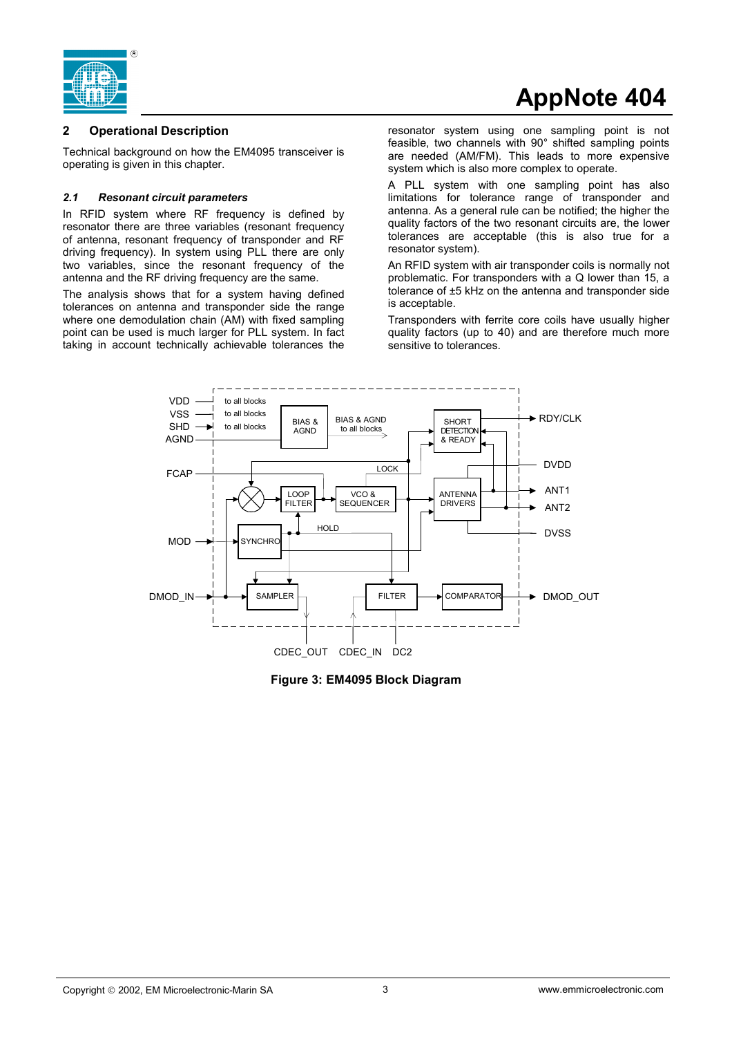## 2 Operational Description

Technical background on how the EM4095 transceiver is operating is given in this chapter.

### *2.1 Resonant circuit parameters*

In RFID system where RF frequency is defined by resonator there are three variables (resonant frequency of antenna, resonant frequency of transponder and RF driving frequency). In system using PLL there are only two variables, since the resonant frequency of the antenna and the RF driving frequency are the same.

The analysis shows that for a system having defined tolerances on antenna and transponder side the range where one demodulation chain (AM) with fixed sampling point can be used is much larger for PLL system. In fact taking in account technically achievable tolerances the resonator system using one sampling point is not feasible, two channels with 90° shifted sampling points are needed (AM/FM). This leads to more expensive system which is also more complex to operate.

A PLL system with one sampling point has also limitations for tolerance range of transponder and antenna. As a general rule can be notified; the higher the quality factors of the two resonant circuits are, the lower tolerances are acceptable (this is also true for a resonator system).

An RFID system with air transponder coils is normally not problematic. For transponders with a Q lower than 15, a tolerance of ±5 kHz on the antenna and transponder side is acceptable.

Transponders with ferrite core coils have usually higher quality factors (up to 40) and are therefore much more sensitive to tolerances.

**Figure 3: EM4095 Block Diagram**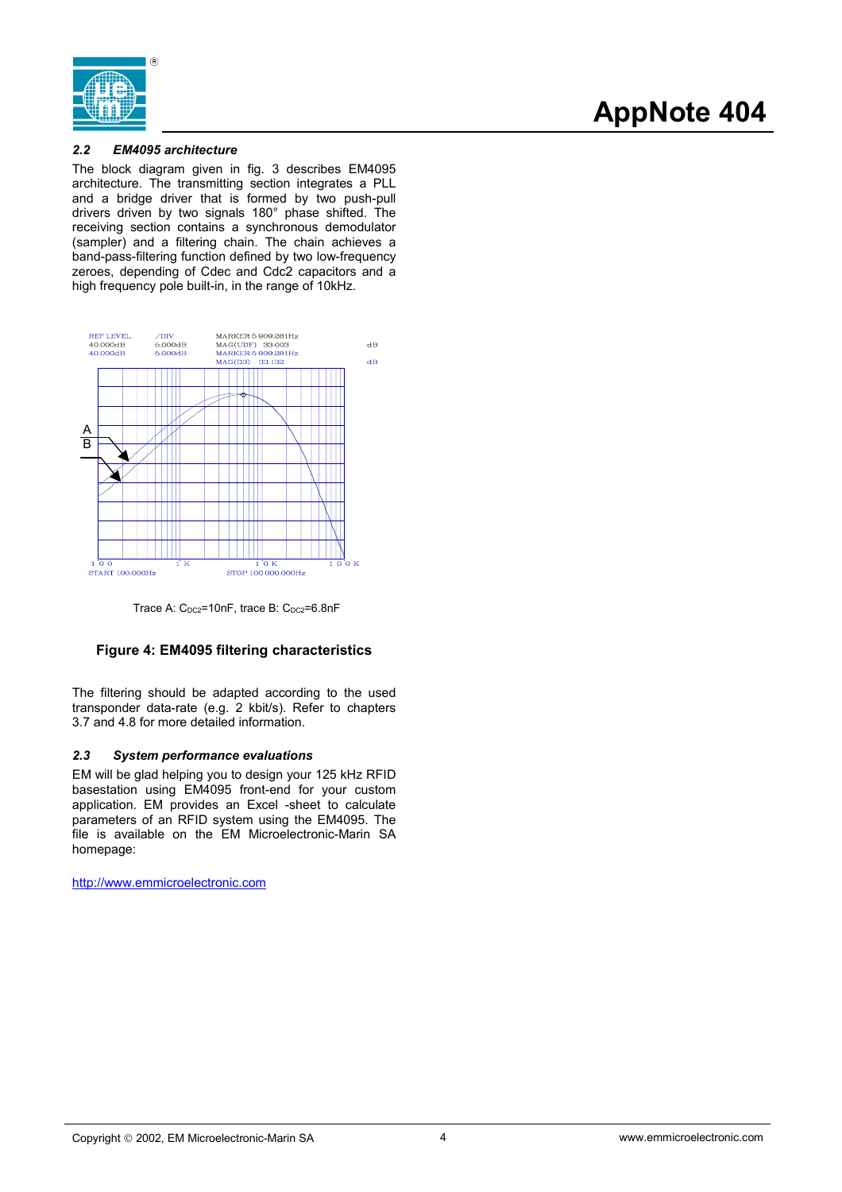### 2.2 *EM4095 architecture*

The block diagram given in fig. 3 describes EM4095 architecture. The transmitting section integrates a PLL and a bridge driver that is formed by two push-pull drivers driven by two signals 180° phase shifted. The receiving section contains a synchronous demodulator (sampler) and a filtering chain. The chain achieves a band-pass-filtering function defined by two low-frequency zeroes, depending of Cdec and Cdc2 capacitors and a high frequency pole built-in, in the range of 10kHz.

Trace A: $C_{DC2}$=10nF, trace B: $C_{DC2}$=6.8nF

**Figure 4: EM4095 filtering characteristics**

The filtering should be adapted according to the used transponder data-rate (e.g. 2 kbit/s). Refer to chapters 3.7 and 4.8 for more detailed information.

### 2.3 *System performance evaluations*

EM will be glad helping you to design your 125 kHz RFID basestation using EM4095 front-end for your custom application. EM provides an Excel -sheet to calculate parameters of an RFID system using the EM4095. The file is available on the EM Microelectronic-Marin SA homepage:

http://www.emmicroelectronic.com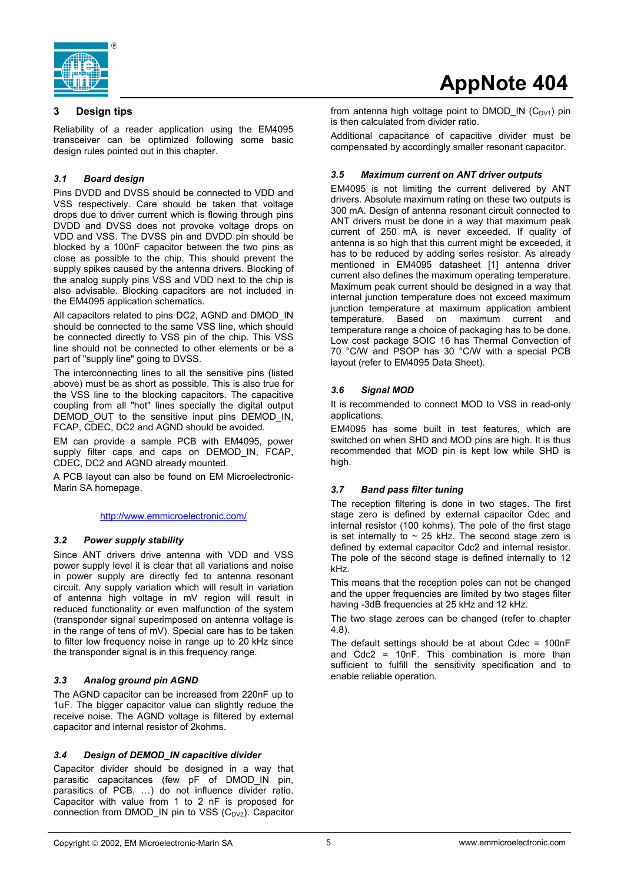## 3 Design tips

Reliability of a reader application using the EM4095 transceiver can be optimized following some basic design rules pointed out in this chapter.

### *3.1 Board design*

Pins DVDD and DVSS should be connected to VDD and VSS respectively. Care should be taken that voltage drops due to driver current which is flowing through pins DVDD and DVSS does not provoke voltage drops on VDD and VSS. The DVSS pin and DVDD pin should be blocked by a 100nF capacitor between the two pins as close as possible to the chip. This should prevent the supply spikes caused by the antenna drivers. Blocking of the analog supply pins VSS and VDD next to the chip is also advisable. Blocking capacitors are not included in the EM4095 application schematics.

All capacitors related to pins DC2, AGND and DMOD_IN should be connected to the same VSS line, which should be connected directly to VSS pin of the chip. This VSS line should not be connected to other elements or be a part of "supply line" going to DVSS.

The interconnecting lines to all the sensitive pins (listed above) must be as short as possible. This is also true for the VSS line to the blocking capacitors. The capacitive coupling from all "hot" lines specially the digital output DEMOD_OUT to the sensitive input pins DEMOD_IN, FCAP, CDEC, DC2 and AGND should be avoided.

EM can provide a sample PCB with EM4095, power supply filter caps and caps on DEMOD_IN, FCAP, CDEC, DC2 and AGND already mounted.

A PCB layout can also be found on EM Microelectronic-Marin SA homepage.

http://www.emmicroelectronic.com/

### *3.2 Power supply stability*

Since ANT drivers drive antenna with VDD and VSS power supply level it is clear that all variations and noise in power supply are directly fed to antenna resonant circuit. Any supply variation which will result in variation of antenna high voltage in mV region will result in reduced functionality or even malfunction of the system (transponder signal superimposed on antenna voltage is in the range of tens of mV). Special care has to be taken to filter low frequency noise in range up to 20 kHz since the transponder signal is in this frequency range.

### *3.3 Analog ground pin AGND*

The AGND capacitor can be increased from 220nF up to 1uF. The bigger capacitor value can slightly reduce the receive noise. The AGND voltage is filtered by external capacitor and internal resistor of 2kohms.

### *3.4 Design of DEMOD_IN capacitive divider*

Capacitor divider should be designed in a way that parasitic capacitances (few pF of DMOD_IN pin, parasitics of PCB, …) do not influence divider ratio. Capacitor with value from 1 to 2 nF is proposed for connection from DMOD_IN pin to VSS ($C_{DV2}$). Capacitor from antenna high voltage point to DMOD_IN ($C_{DV1}$) pin is then calculated from divider ratio.

Additional capacitance of capacitive divider must be compensated by accordingly smaller resonant capacitor.

### *3.5 Maximum current on ANT driver outputs*

EM4095 is not limiting the current delivered by ANT drivers. Absolute maximum rating on these two outputs is 300 mA. Design of antenna resonant circuit connected to ANT drivers must be done in a way that maximum peak current of 250 mA is never exceeded. If quality of antenna is so high that this current might be exceeded, it has to be reduced by adding series resistor. As already mentioned in EM4095 datasheet [1] antenna driver current also defines the maximum operating temperature. Maximum peak current should be designed in a way that internal junction temperature does not exceed maximum junction temperature at maximum application ambient temperature. Based on maximum current and temperature range a choice of packaging has to be done. Low cost package SOIC 16 has Thermal Convection of 70 °C/W and PSOP has 30 °C/W with a special PCB layout (refer to EM4095 Data Sheet).

### *3.6 Signal MOD*

It is recommended to connect MOD to VSS in read-only applications.

EM4095 has some built in test features, which are switched on when SHD and MOD pins are high. It is thus recommended that MOD pin is kept low while SHD is high.

### *3.7 Band pass filter tuning*

The reception filtering is done in two stages. The first stage zero is defined by external capacitor Cdec and internal resistor (100 kohms). The pole of the first stage is set internally to ~ 25 kHz. The second stage zero is defined by external capacitor Cdc2 and internal resistor. The pole of the second stage is defined internally to 12 kHz.

This means that the reception poles can not be changed and the upper frequencies are limited by two stages filter having -3dB frequencies at 25 kHz and 12 kHz.

The two stage zeroes can be changed (refer to chapter 4.8).

The default settings should be at about Cdec = 100nF and Cdc2 = 10nF. This combination is more than sufficient to fulfill the sensitivity specification and to enable reliable operation.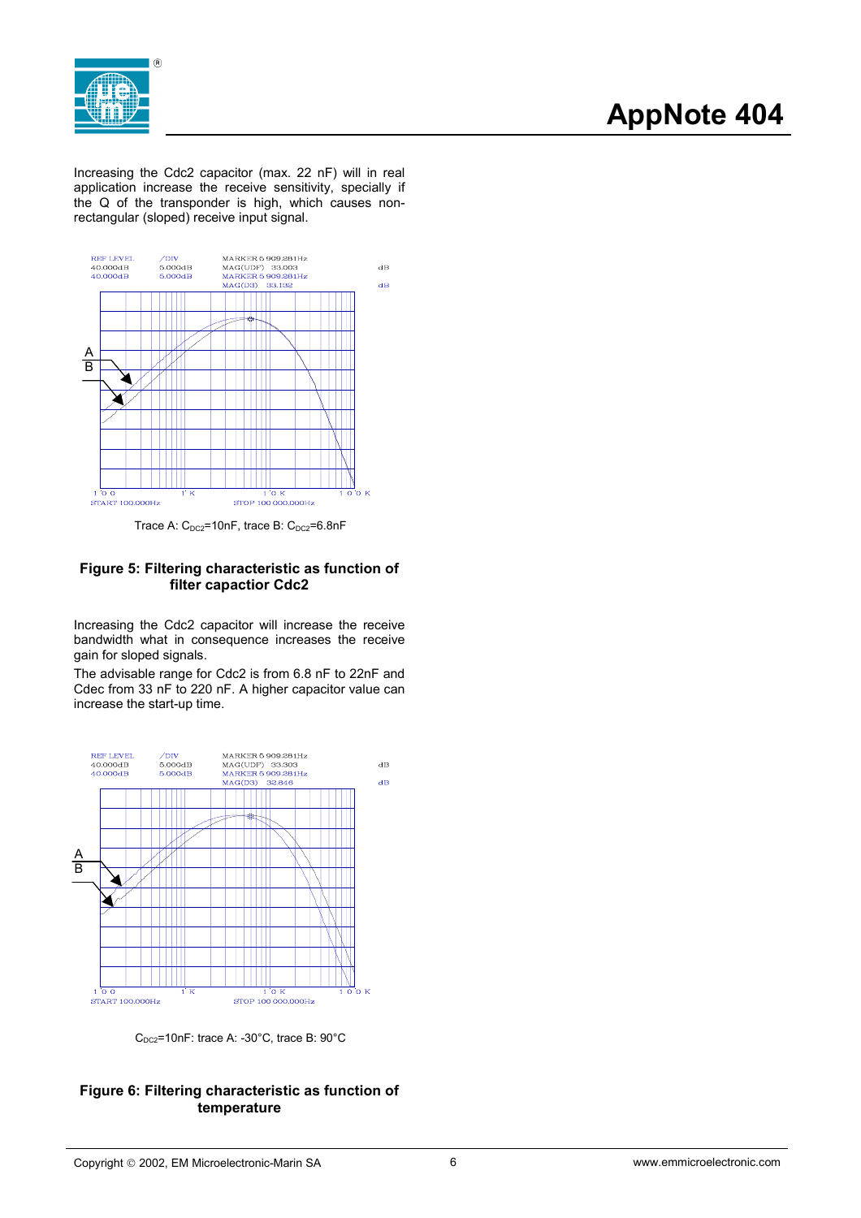Increasing the Cdc2 capacitor (max. 22 nF) will in real application increase the receive sensitivity, specially if the Q of the transponder is high, which causes non-rectangular (sloped) receive input signal.

Trace A: $C_{DC2}$=10nF, trace B: $C_{DC2}$=6.8nF

**Figure 5: Filtering characteristic as function of filter capactior Cdc2**

Increasing the Cdc2 capacitor will increase the receive bandwidth what in consequence increases the receive gain for sloped signals.

The advisable range for Cdc2 is from 6.8 nF to 22nF and Cdec from 33 nF to 220 nF. A higher capacitor value can increase the start-up time.

$C_{DC2}$=10nF: trace A: -30°C, trace B: 90°C

**Figure 6: Filtering characteristic as function of temperature**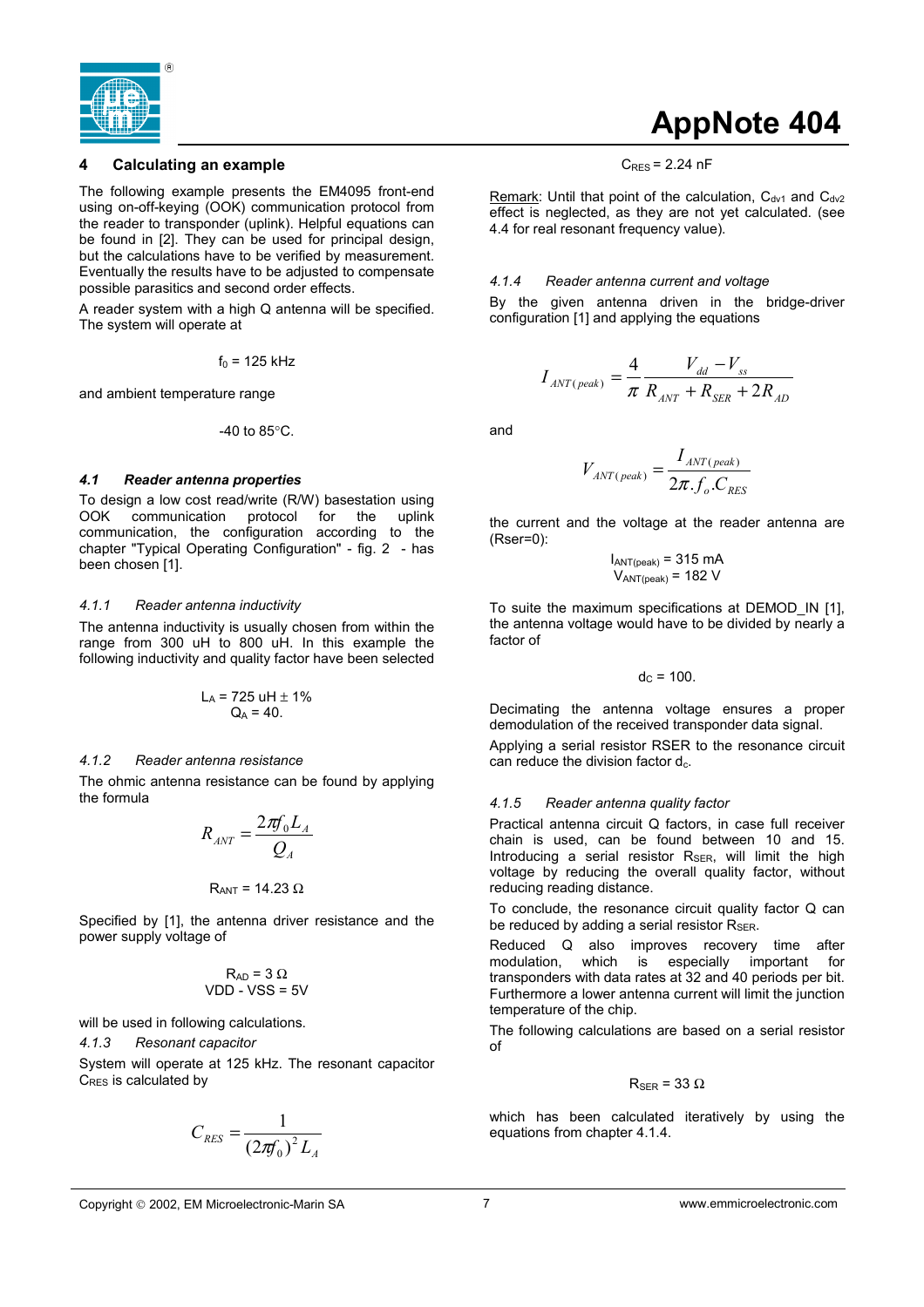## 4 Calculating an example

The following example presents the EM4095 front-end using on-off-keying (OOK) communication protocol from the reader to transponder (uplink). Helpful equations can be found in [2]. They can be used for principal design, but the calculations have to be verified by measurement. Eventually the results have to be adjusted to compensate possible parasitics and second order effects.

A reader system with a high Q antenna will be specified. The system will operate at

$$f_0 = 125 \text{ kHz}$$

and ambient temperature range

$$-40 \text{ to } 85°\text{C}.$$

### *4.1 Reader antenna properties*

To design a low cost read/write (R/W) basestation using OOK communication protocol for the uplink communication, the configuration according to the chapter "Typical Operating Configuration" - fig. 2 - has been chosen [1].

#### *4.1.1 Reader antenna inductivity*

The antenna inductivity is usually chosen from within the range from 300 uH to 800 uH. In this example the following inductivity and quality factor have been selected

$$L_A = 725 \text{ uH} \pm 1\%$$
$$Q_A = 40.$$

#### *4.1.2 Reader antenna resistance*

The ohmic antenna resistance can be found by applying the formula

$$R_{ANT} = \frac{2\pi f_0 L_A}{Q_A}$$

$$R_{ANT} = 14.23\ \Omega$$

Specified by [1], the antenna driver resistance and the power supply voltage of

$$R_{AD} = 3\ \Omega$$
$$VDD - VSS = 5V$$

will be used in following calculations.

#### *4.1.3 Resonant capacitor*

System will operate at 125 kHz. The resonant capacitor $C_{RES}$ is calculated by

$$C_{RES} = \frac{1}{(2\pi f_0)^2 L_A}$$

$$C_{RES} = 2.24 \text{ nF}$$

Remark: Until that point of the calculation, $C_{dv1}$ and $C_{dv2}$ effect is neglected, as they are not yet calculated. (see 4.4 for real resonant frequency value).

#### *4.1.4 Reader antenna current and voltage*

By the given antenna driven in the bridge-driver configuration [1] and applying the equations

$$I_{ANT(peak)} = \frac{4}{\pi} \frac{V_{dd} - V_{ss}}{R_{ANT} + R_{SER} + 2R_{AD}}$$

and

$$V_{ANT(peak)} = \frac{I_{ANT(peak)}}{2\pi . f_o . C_{RES}}$$

the current and the voltage at the reader antenna are (Rser=0):

$$I_{ANT(peak)} = 315 \text{ mA}$$
$$V_{ANT(peak)} = 182 \text{ V}$$

To suite the maximum specifications at DEMOD_IN [1], the antenna voltage would have to be divided by nearly a factor of

$$d_C = 100.$$

Decimating the antenna voltage ensures a proper demodulation of the received transponder data signal.

Applying a serial resistor RSER to the resonance circuit can reduce the division factor $d_c$.

#### *4.1.5 Reader antenna quality factor*

Practical antenna circuit Q factors, in case full receiver chain is used, can be found between 10 and 15. Introducing a serial resistor $R_{SER}$, will limit the high voltage by reducing the overall quality factor, without reducing reading distance.

To conclude, the resonance circuit quality factor Q can be reduced by adding a serial resistor $R_{SER}$.

Reduced Q also improves recovery time after modulation, which is especially important for transponders with data rates at 32 and 40 periods per bit. Furthermore a lower antenna current will limit the junction temperature of the chip.

The following calculations are based on a serial resistor of

$$R_{SER} = 33\ \Omega$$

which has been calculated iteratively by using the equations from chapter 4.1.4.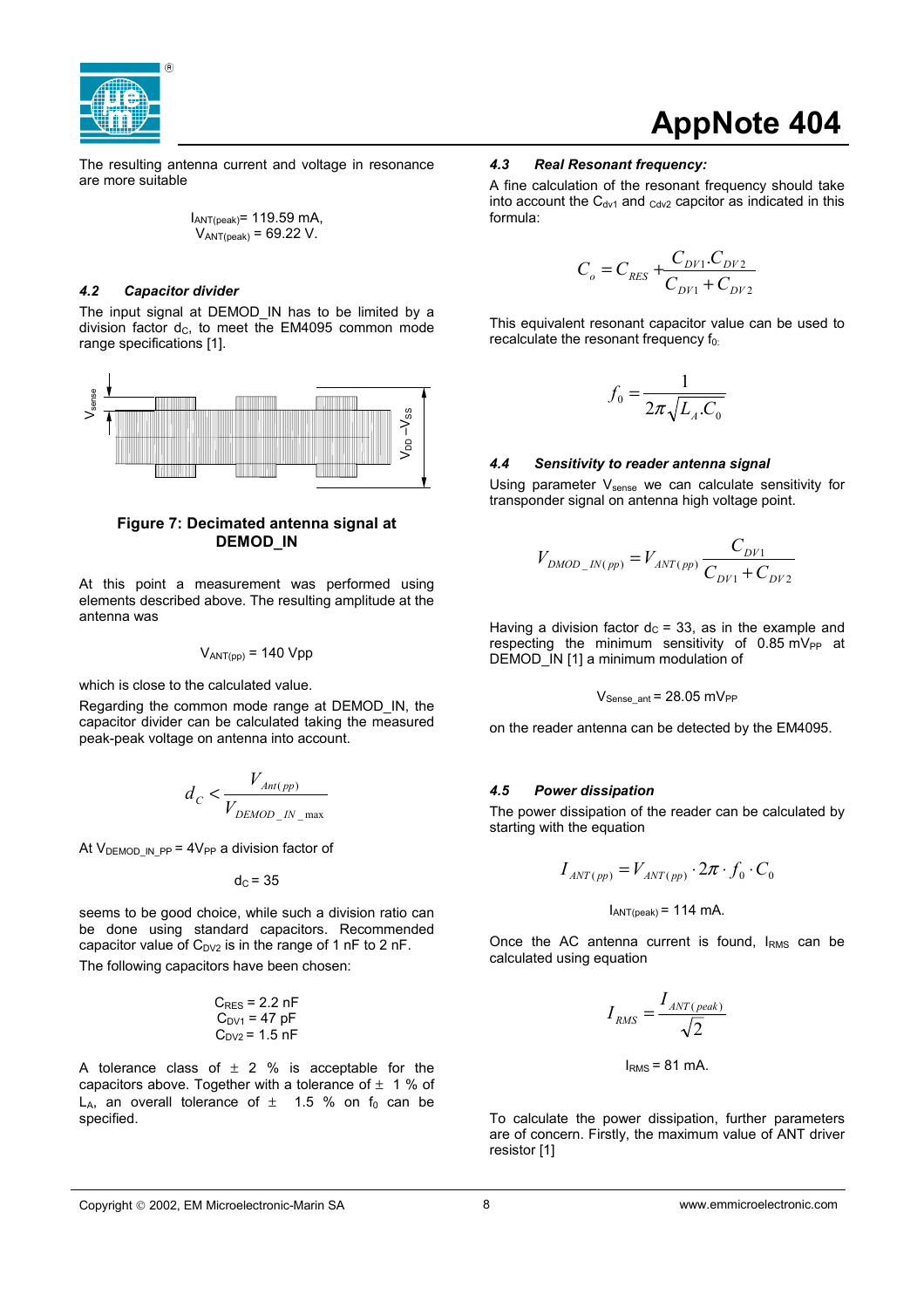The resulting antenna current and voltage in resonance are more suitable

$I_{ANT(peak)}$= 119.59 mA,
$V_{ANT(peak)}$ = 69.22 V.

### 4.2 Capacitor divider

The input signal at DEMOD_IN has to be limited by a division factor $d_C$, to meet the EM4095 common mode range specifications [1].

**Figure 7: Decimated antenna signal at DEMOD_IN**

At this point a measurement was performed using elements described above. The resulting amplitude at the antenna was

$$V_{ANT(pp)} = 140 \text{ Vpp}$$

which is close to the calculated value.

Regarding the common mode range at DEMOD_IN, the capacitor divider can be calculated taking the measured peak-peak voltage on antenna into account.

$$d_C < \frac{V_{Ant(pp)}}{V_{DEMOD\_IN\_max}}$$

At $V_{DEMOD\_IN\_PP}$ = 4$V_{PP}$ a division factor of

$$d_C = 35$$

seems to be good choice, while such a division ratio can be done using standard capacitors. Recommended capacitor value of $C_{DV2}$ is in the range of 1 nF to 2 nF.

The following capacitors have been chosen:

$C_{RES}$ = 2.2 nF
$C_{DV1}$ = 47 pF
$C_{DV2}$ = 1.5 nF

A tolerance class of ± 2 % is acceptable for the capacitors above. Together with a tolerance of ± 1 % of $L_A$, an overall tolerance of ± 1.5 % on $f_0$ can be specified.

### 4.3 Real Resonant frequency:

A fine calculation of the resonant frequency should take into account the $C_{dv1}$ and $C_{dv2}$ capcitor as indicated in this formula:

$$C_o = C_{RES} + \frac{C_{DV1}.C_{DV2}}{C_{DV1} + C_{DV2}}$$

This equivalent resonant capacitor value can be used to recalculate the resonant frequency $f_0$:

$$f_0 = \frac{1}{2\pi\sqrt{L_A.C_0}}$$

### 4.4 Sensitivity to reader antenna signal

Using parameter $V_{sense}$ we can calculate sensitivity for transponder signal on antenna high voltage point.

$$V_{DMOD\_IN(pp)} = V_{ANT(pp)} \frac{C_{DV1}}{C_{DV1} + C_{DV2}}$$

Having a division factor $d_C$ = 33, as in the example and respecting the minimum sensitivity of 0.85 $mV_{PP}$ at DEMOD_IN [1] a minimum modulation of

$$V_{Sense\_ant} = 28.05 \text{ mV}_{PP}$$

on the reader antenna can be detected by the EM4095.

### 4.5 Power dissipation

The power dissipation of the reader can be calculated by starting with the equation

$$I_{ANT(pp)} = V_{ANT(pp)} \cdot 2\pi \cdot f_0 \cdot C_0$$

$$I_{ANT(peak)} = 114 \text{ mA.}$$

Once the AC antenna current is found, $I_{RMS}$ can be calculated using equation

$$I_{RMS} = \frac{I_{ANT(peak)}}{\sqrt{2}}$$

$$I_{RMS} = 81 \text{ mA.}$$

To calculate the power dissipation, further parameters are of concern. Firstly, the maximum value of ANT driver resistor [1]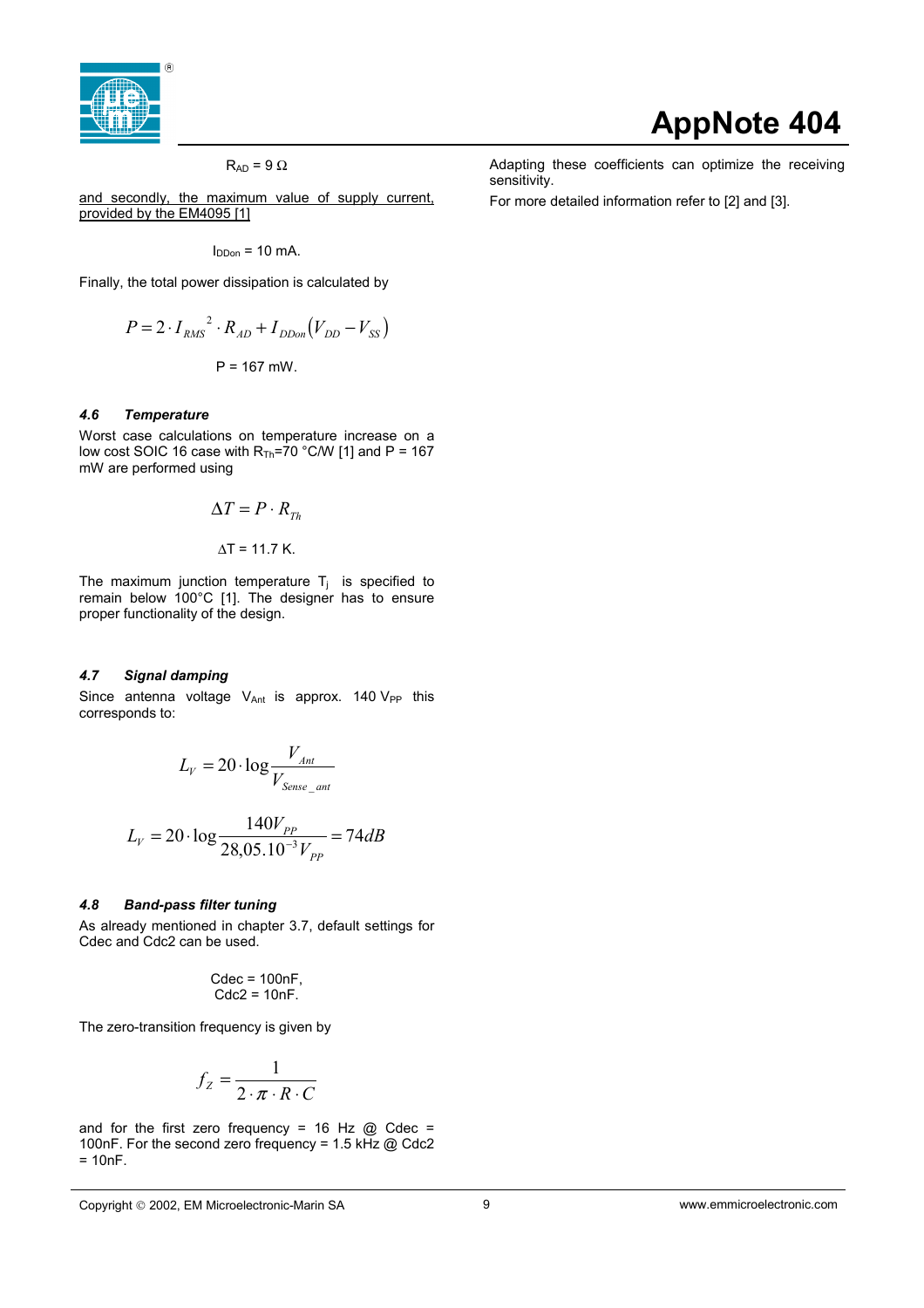$$R_{AD} = 9\ \Omega$$

and secondly, the maximum value of supply current, provided by the EM4095 [1]

$$I_{DDon} = 10\ \text{mA}.$$

Finally, the total power dissipation is calculated by

$$P = 2 \cdot I_{RMS}^{\ \ 2} \cdot R_{AD} + I_{DDon}\left(V_{DD} - V_{SS}\right)$$

$$P = 167\ \text{mW}.$$

### *4.6 Temperature*

Worst case calculations on temperature increase on a low cost SOIC 16 case with $R_{Th}$=70 °C/W [1] and P = 167 mW are performed using

$$\Delta T = P \cdot R_{Th}$$

$$\Delta T = 11.7\ \text{K}.$$

The maximum junction temperature $T_j$ is specified to remain below 100°C [1]. The designer has to ensure proper functionality of the design.

### *4.7 Signal damping*

Since antenna voltage $V_{Ant}$ is approx. 140 $V_{PP}$ this corresponds to:

$$L_V = 20 \cdot \log \frac{V_{Ant}}{V_{Sense\_ant}}$$

$$L_V = 20 \cdot \log \frac{140 V_{PP}}{28{,}05.10^{-3} V_{PP}} = 74 dB$$

### *4.8 Band-pass filter tuning*

As already mentioned in chapter 3.7, default settings for Cdec and Cdc2 can be used.

Cdec = 100nF,
Cdc2 = 10nF.

The zero-transition frequency is given by

$$f_Z = \frac{1}{2 \cdot \pi \cdot R \cdot C}$$

and for the first zero frequency = 16 Hz @ Cdec = 100nF. For the second zero frequency = 1.5 kHz @ Cdc2 = 10nF.

Adapting these coefficients can optimize the receiving sensitivity.

For more detailed information refer to [2] and [3].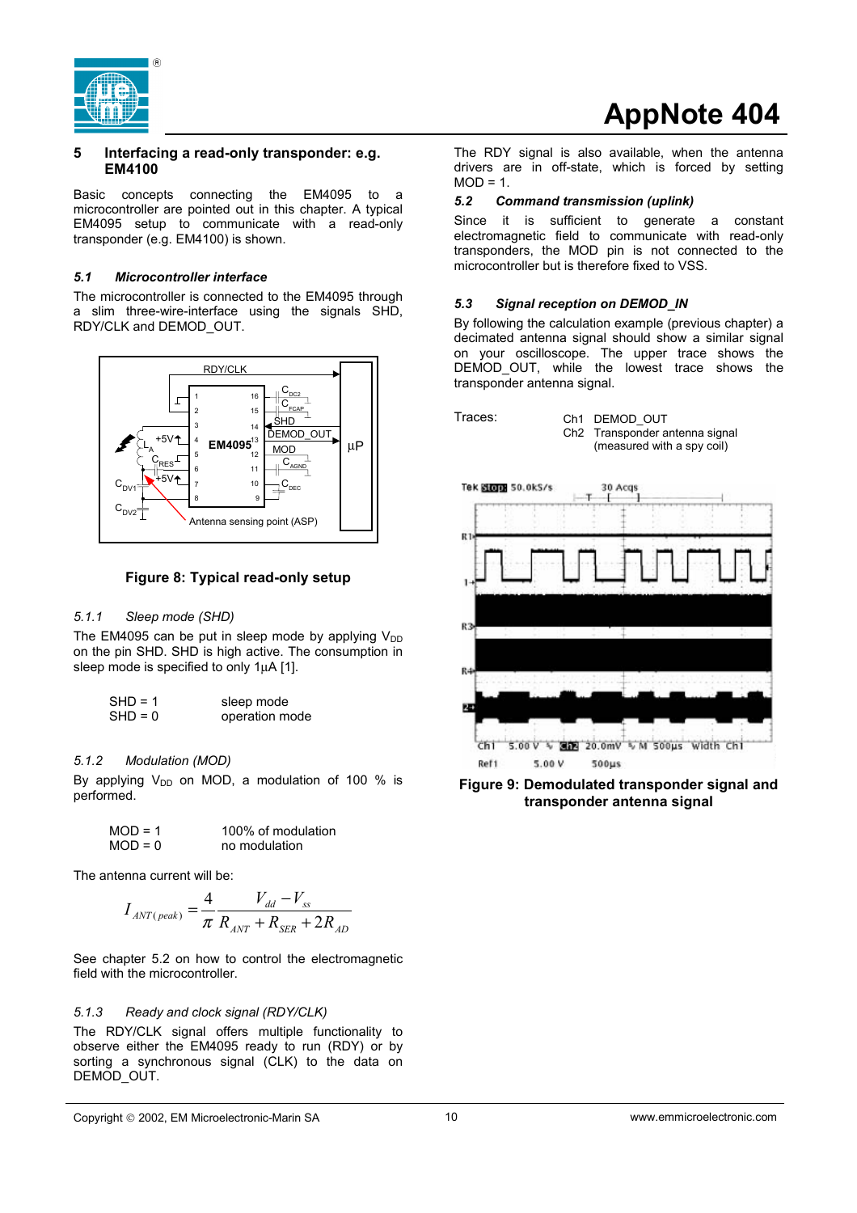## 5 Interfacing a read-only transponder: e.g. EM4100

Basic concepts connecting the EM4095 to a microcontroller are pointed out in this chapter. A typical EM4095 setup to communicate with a read-only transponder (e.g. EM4100) is shown.

### *5.1 Microcontroller interface*

The microcontroller is connected to the EM4095 through a slim three-wire-interface using the signals SHD, RDY/CLK and DEMOD_OUT.

**Figure 8: Typical read-only setup**

#### *5.1.1 Sleep mode (SHD)*

The EM4095 can be put in sleep mode by applying $V_{DD}$ on the pin SHD. SHD is high active. The consumption in sleep mode is specified to only 1µA [1].

SHD = 1 sleep mode
SHD = 0 operation mode

#### *5.1.2 Modulation (MOD)*

By applying $V_{DD}$ on MOD, a modulation of 100 % is performed.

MOD = 1 100% of modulation
MOD = 0 no modulation

The antenna current will be:

$$I_{ANT(peak)} = \frac{4}{\pi}\frac{V_{dd} - V_{ss}}{R_{ANT} + R_{SER} + 2R_{AD}}$$

See chapter 5.2 on how to control the electromagnetic field with the microcontroller.

#### *5.1.3 Ready and clock signal (RDY/CLK)*

The RDY/CLK signal offers multiple functionality to observe either the EM4095 ready to run (RDY) or by sorting a synchronous signal (CLK) to the data on DEMOD_OUT.

The RDY signal is also available, when the antenna drivers are in off-state, which is forced by setting MOD = 1.

### *5.2 Command transmission (uplink)*

Since it is sufficient to generate a constant electromagnetic field to communicate with read-only transponders, the MOD pin is not connected to the microcontroller but is therefore fixed to VSS.

### *5.3 Signal reception on DEMOD_IN*

By following the calculation example (previous chapter) a decimated antenna signal should show a similar signal on your oscilloscope. The upper trace shows the DEMOD_OUT, while the lowest trace shows the transponder antenna signal.

Traces:
Ch1 DEMOD_OUT
Ch2 Transponder antenna signal (measured with a spy coil)

**Figure 9: Demodulated transponder signal and transponder antenna signal**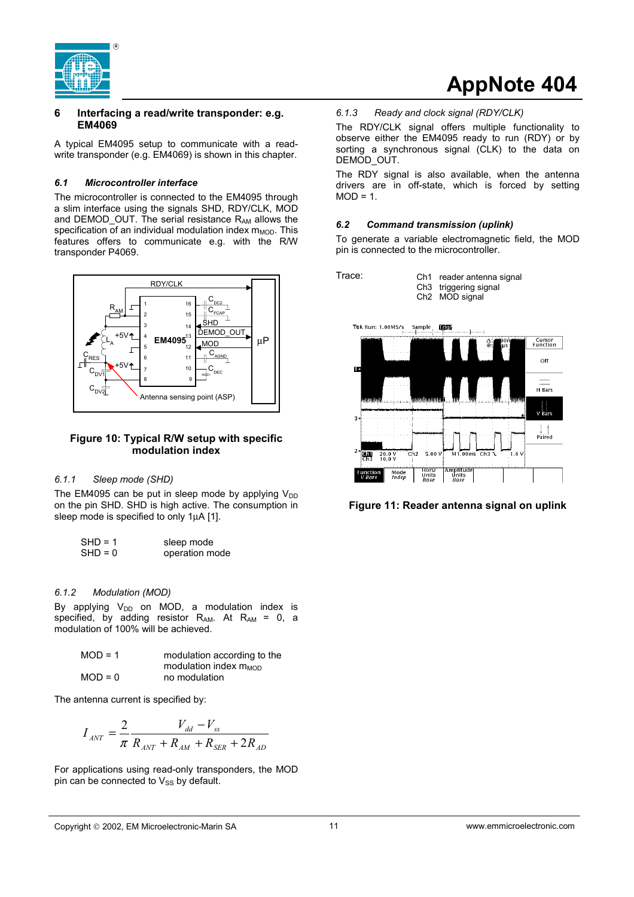## 6 Interfacing a read/write transponder: e.g. EM4069

A typical EM4095 setup to communicate with a read-write transponder (e.g. EM4069) is shown in this chapter.

### *6.1 Microcontroller interface*

The microcontroller is connected to the EM4095 through a slim interface using the signals SHD, RDY/CLK, MOD and DEMOD_OUT. The serial resistance $R_{AM}$ allows the specification of an individual modulation index $m_{MOD}$. This features offers to communicate e.g. with the R/W transponder P4069.

**Figure 10: Typical R/W setup with specific modulation index**

#### *6.1.1 Sleep mode (SHD)*

The EM4095 can be put in sleep mode by applying $V_{DD}$ on the pin SHD. SHD is high active. The consumption in sleep mode is specified to only 1µA [1].

| | |
|---|---|
| SHD = 1 | sleep mode |
| SHD = 0 | operation mode |

#### *6.1.2 Modulation (MOD)*

By applying $V_{DD}$ on MOD, a modulation index is specified, by adding resistor $R_{AM}$. At $R_{AM}$ = 0, a modulation of 100% will be achieved.

| | |
|---|---|
| MOD = 1 | modulation according to the modulation index $m_{MOD}$ |
| MOD = 0 | no modulation |

The antenna current is specified by:

$$I_{ANT} = \frac{2}{\pi}\frac{V_{dd} - V_{ss}}{R_{ANT} + R_{AM} + R_{SER} + 2R_{AD}}$$

For applications using read-only transponders, the MOD pin can be connected to $V_{SS}$ by default.

#### *6.1.3 Ready and clock signal (RDY/CLK)*

The RDY/CLK signal offers multiple functionality to observe either the EM4095 ready to run (RDY) or by sorting a synchronous signal (CLK) to the data on DEMOD_OUT.

The RDY signal is also available, when the antenna drivers are in off-state, which is forced by setting MOD = 1.

### *6.2 Command transmission (uplink)*

To generate a variable electromagnetic field, the MOD pin is connected to the microcontroller.

Trace:
- Ch1 reader antenna signal
- Ch3 triggering signal
- Ch2 MOD signal

**Figure 11: Reader antenna signal on uplink**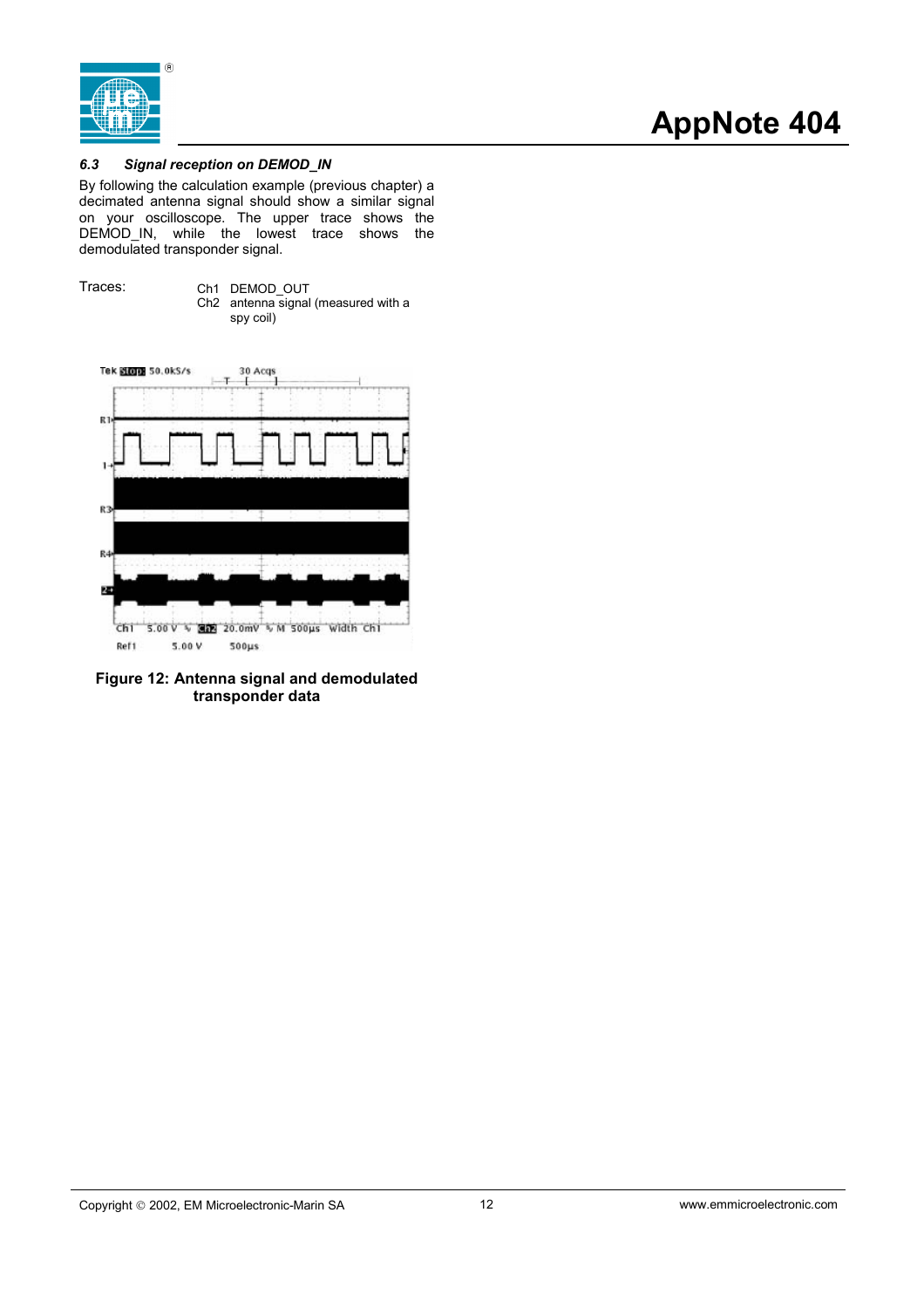### 6.3 Signal reception on DEMOD_IN

By following the calculation example (previous chapter) a decimated antenna signal should show a similar signal on your oscilloscope. The upper trace shows the DEMOD_IN, while the lowest trace shows the demodulated transponder signal.

Traces:

Ch1 DEMOD_OUT
Ch2 antenna signal (measured with a spy coil)

**Figure 12: Antenna signal and demodulated transponder data**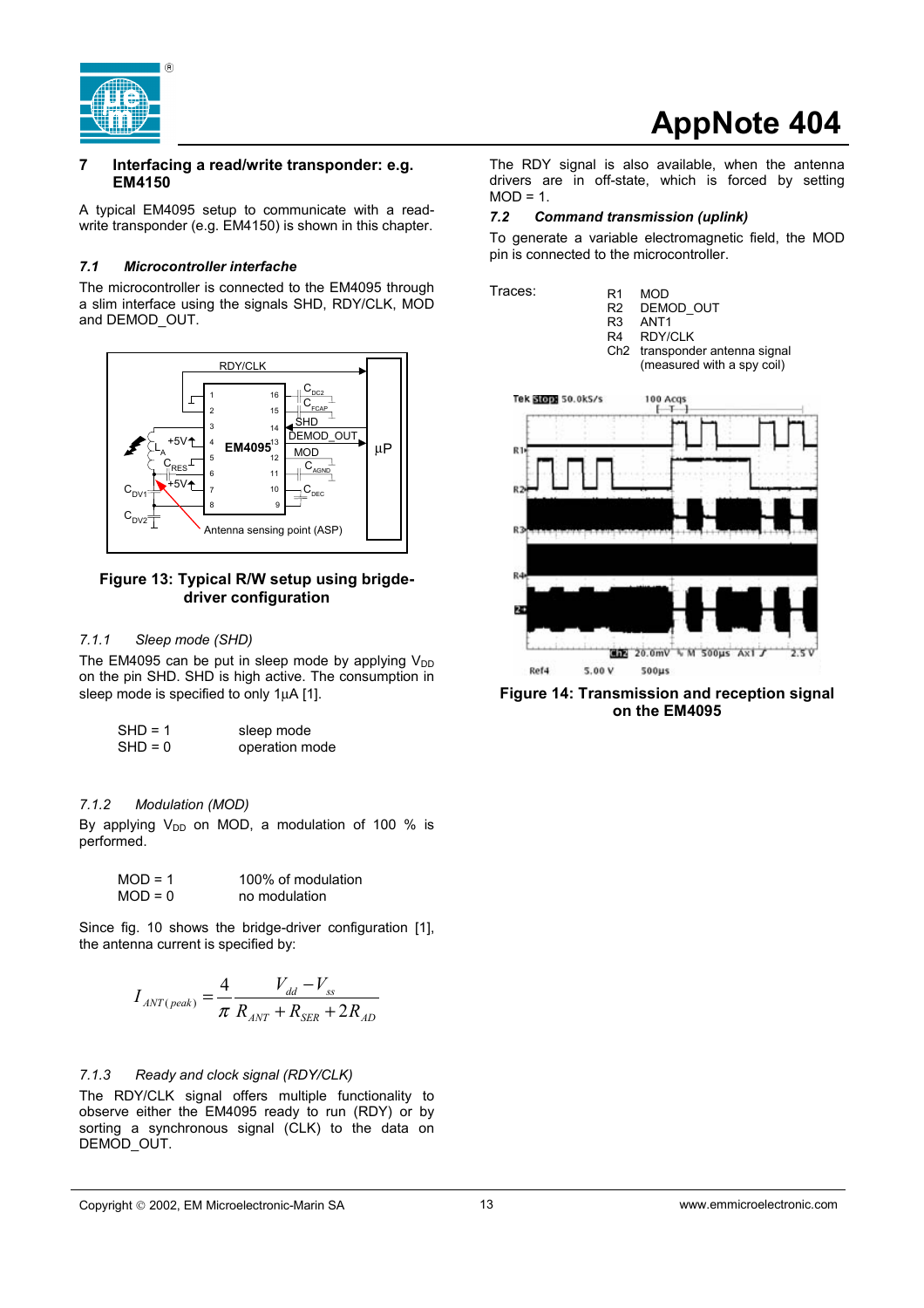## 7 Interfacing a read/write transponder: e.g. EM4150

A typical EM4095 setup to communicate with a read-write transponder (e.g. EM4150) is shown in this chapter.

### 7.1 *Microcontroller interfache*

The microcontroller is connected to the EM4095 through a slim interface using the signals SHD, RDY/CLK, MOD and DEMOD_OUT.

**Figure 13: Typical R/W setup using brigde-driver configuration**

#### *7.1.1 Sleep mode (SHD)*

The EM4095 can be put in sleep mode by applying $V_{DD}$ on the pin SHD. SHD is high active. The consumption in sleep mode is specified to only 1µA [1].

| | |
|---|---|
| SHD = 1 | sleep mode |
| SHD = 0 | operation mode |

#### *7.1.2 Modulation (MOD)*

By applying $V_{DD}$ on MOD, a modulation of 100 % is performed.

| | |
|---|---|
| MOD = 1 | 100% of modulation |
| MOD = 0 | no modulation |

Since fig. 10 shows the bridge-driver configuration [1], the antenna current is specified by:

$$I_{ANT(peak)} = \frac{4}{\pi} \frac{V_{dd} - V_{ss}}{R_{ANT} + R_{SER} + 2R_{AD}}$$

#### *7.1.3 Ready and clock signal (RDY/CLK)*

The RDY/CLK signal offers multiple functionality to observe either the EM4095 ready to run (RDY) or by sorting a synchronous signal (CLK) to the data on DEMOD_OUT.

The RDY signal is also available, when the antenna drivers are in off-state, which is forced by setting MOD = 1.

### 7.2 *Command transmission (uplink)*

To generate a variable electromagnetic field, the MOD pin is connected to the microcontroller.

Traces:

| | |
|---|---|
| R1 | MOD |
| R2 | DEMOD_OUT |
| R3 | ANT1 |
| R4 | RDY/CLK |
| Ch2 | transponder antenna signal (measured with a spy coil) |

**Figure 14: Transmission and reception signal on the EM4095**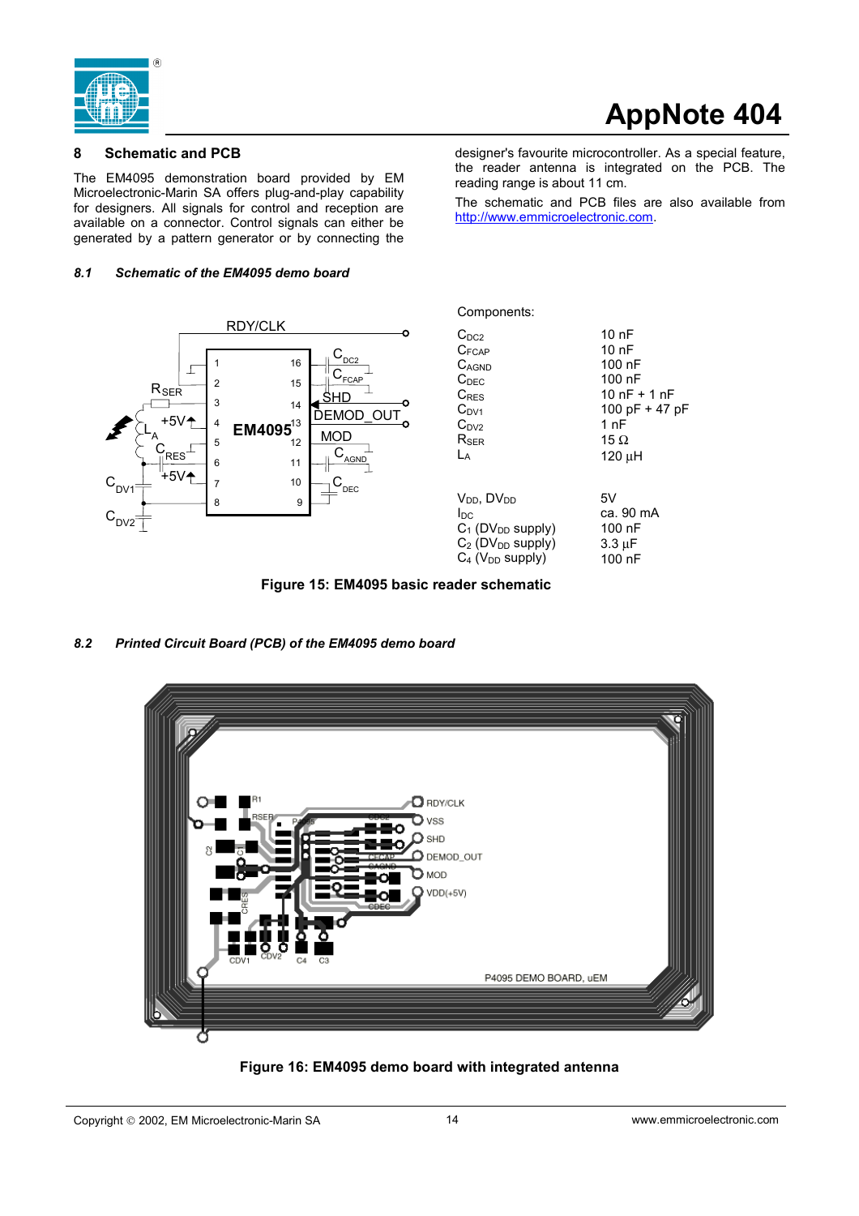## 8 Schematic and PCB

The EM4095 demonstration board provided by EM Microelectronic-Marin SA offers plug-and-play capability for designers. All signals for control and reception are available on a connector. Control signals can either be generated by a pattern generator or by connecting the designer's favourite microcontroller. As a special feature, the reader antenna is integrated on the PCB. The reading range is about 11 cm.

The schematic and PCB files are also available from http://www.emmicroelectronic.com.

### 8.1 Schematic of the EM4095 demo board

Components:

| Component | Value |
|---|---|
| $C_{DC2}$ | 10 nF |
| $C_{FCAP}$ | 10 nF |
| $C_{AGND}$ | 100 nF |
| $C_{DEC}$ | 100 nF |
| $C_{RES}$ | 10 nF + 1 nF |
| $C_{DV1}$ | 100 pF + 47 pF |
| $C_{DV2}$ | 1 nF |
| $R_{SER}$ | 15 Ω |
| $L_A$ | 120 µH |
| $V_{DD}$, $DV_{DD}$ | 5V |
| $I_{DC}$ | ca. 90 mA |
| $C_1$ ($DV_{DD}$ supply) | 100 nF |
| $C_2$ ($DV_{DD}$ supply) | 3.3 µF |
| $C_4$ ($V_{DD}$ supply) | 100 nF |

**Figure 15: EM4095 basic reader schematic**

### 8.2 Printed Circuit Board (PCB) of the EM4095 demo board

**Figure 16: EM4095 demo board with integrated antenna**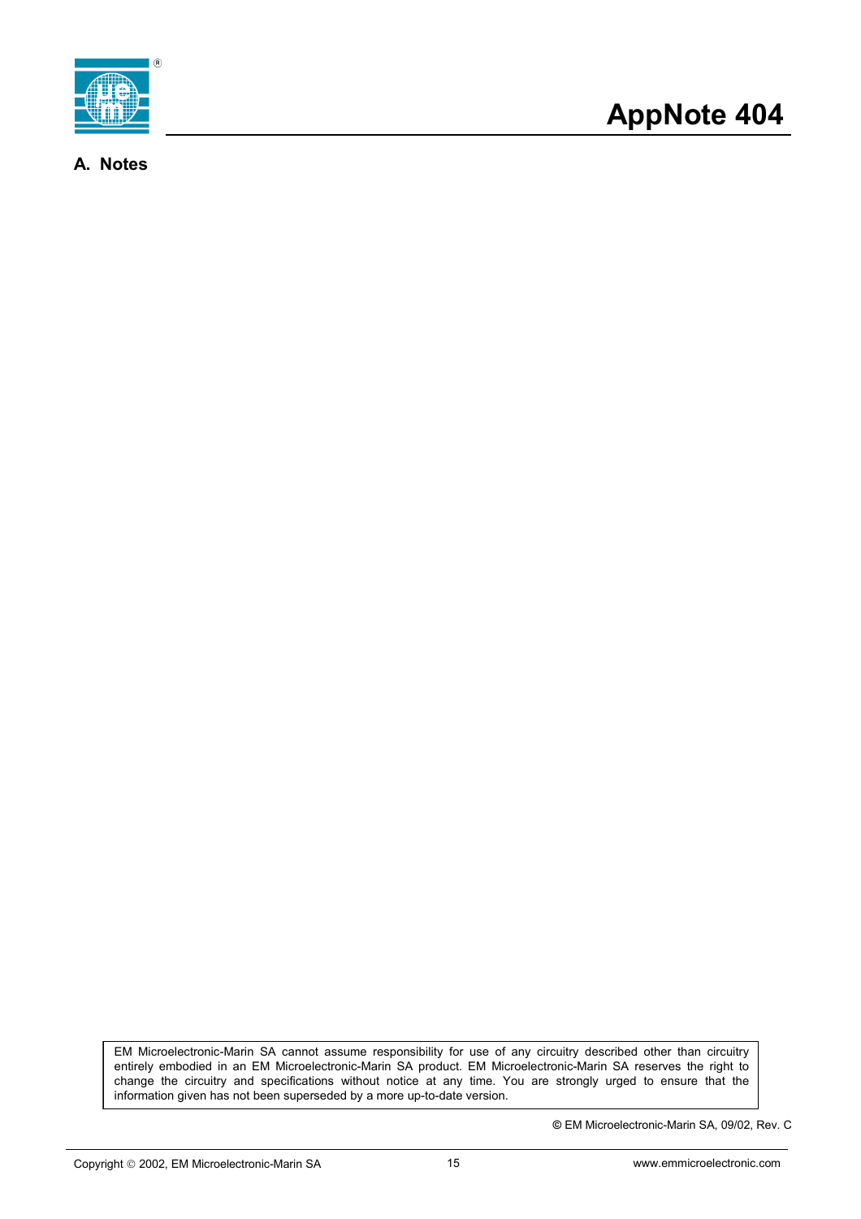## A. Notes

EM Microelectronic-Marin SA cannot assume responsibility for use of any circuitry described other than circuitry entirely embodied in an EM Microelectronic-Marin SA product. EM Microelectronic-Marin SA reserves the right to change the circuitry and specifications without notice at any time. You are strongly urged to ensure that the information given has not been superseded by a more up-to-date version.

© EM Microelectronic-Marin SA, 09/02, Rev. C